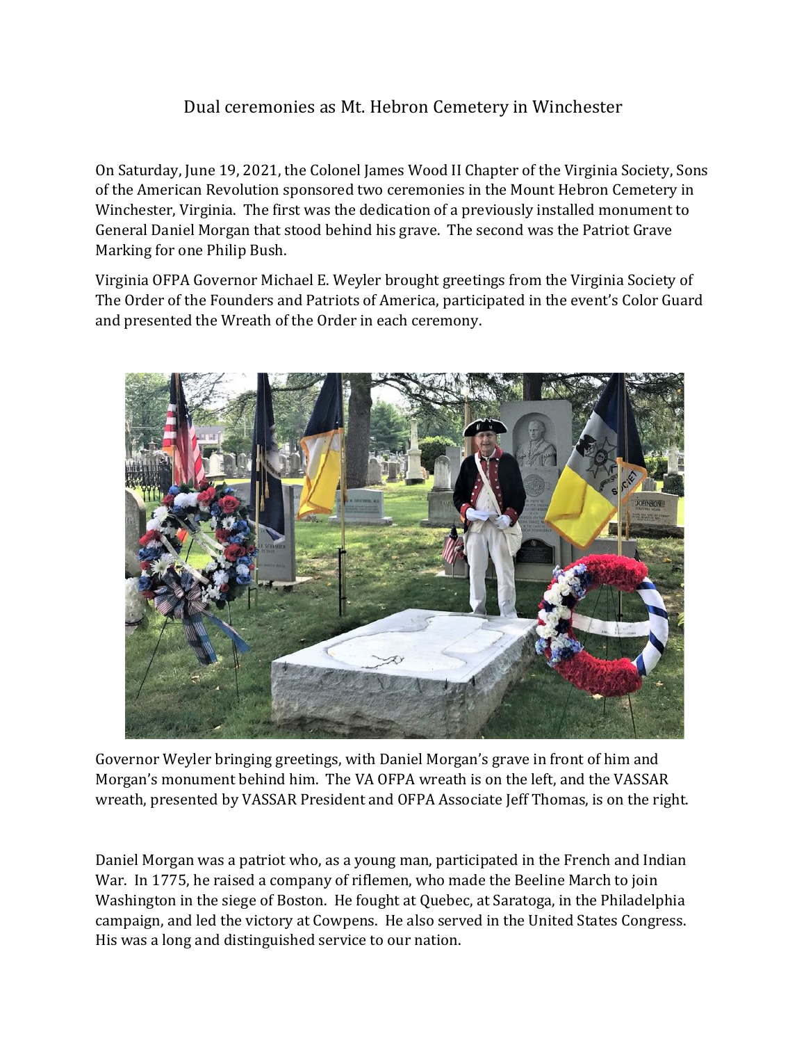# Dual ceremonies as Mt. Hebron Cemetery in Winchester

On Saturday, June 19, 2021, the Colonel James Wood II Chapter of the Virginia Society, Sons of the American Revolution sponsored two ceremonies in the Mount Hebron Cemetery in Winchester, Virginia. The first was the dedication of a previously installed monument to General Daniel Morgan that stood behind his grave. The second was the Patriot Grave Marking for one Philip Bush.

Virginia OFPA Governor Michael E. Weyler brought greetings from the Virginia Society of The Order of the Founders and Patriots of America, participated in the event's Color Guard and presented the Wreath of the Order in each ceremony.

Governor Weyler bringing greetings, with Daniel Morgan's grave in front of him and Morgan's monument behind him. The VA OFPA wreath is on the left, and the VASSAR wreath, presented by VASSAR President and OFPA Associate Jeff Thomas, is on the right.

Daniel Morgan was a patriot who, as a young man, participated in the French and Indian War. In 1775, he raised a company of riflemen, who made the Beeline March to join Washington in the siege of Boston. He fought at Quebec, at Saratoga, in the Philadelphia campaign, and led the victory at Cowpens. He also served in the United States Congress. His was a long and distinguished service to our nation.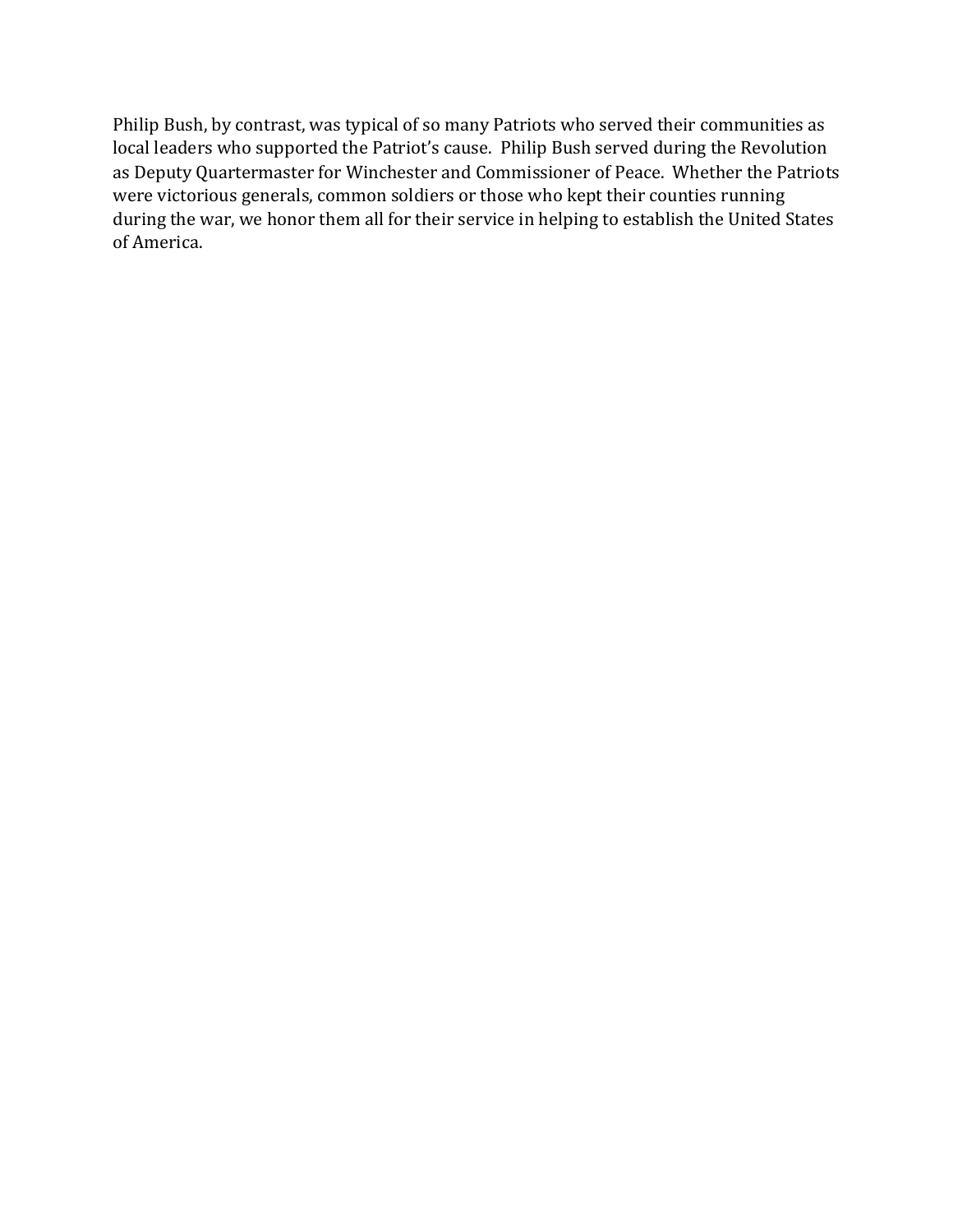Philip Bush, by contrast, was typical of so many Patriots who served their communities as local leaders who supported the Patriot's cause. Philip Bush served during the Revolution as Deputy Quartermaster for Winchester and Commissioner of Peace. Whether the Patriots were victorious generals, common soldiers or those who kept their counties running during the war, we honor them all for their service in helping to establish the United States of America.